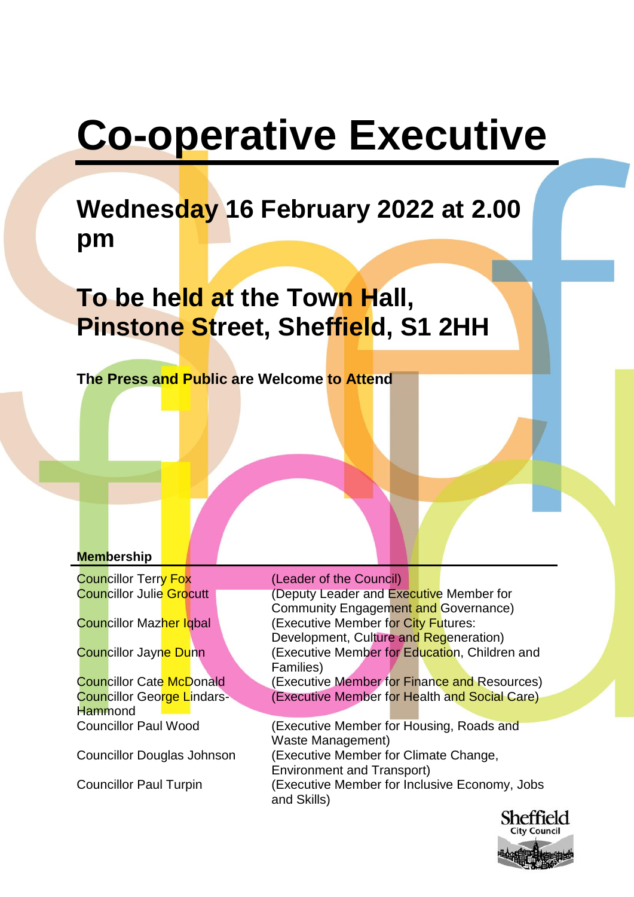# Co-operative Executive

## Wednesday 16 February 2022 at 2.00 pm

## To be held at the Town Hall, Pinstone Street, Sheffield, S1 2HH

**The Press and Public are Welcome to Attend**

**Membership**

| | |
|---|---|
| Councillor Terry Fox | (Leader of the Council) |
| Councillor Julie Grocutt | (Deputy Leader and Executive Member for Community Engagement and Governance) |
| Councillor Mazher Iqbal | (Executive Member for City Futures: Development, Culture and Regeneration) |
| Councillor Jayne Dunn | (Executive Member for Education, Children and Families) |
| Councillor Cate McDonald | (Executive Member for Finance and Resources) |
| Councillor George Lindars-Hammond | (Executive Member for Health and Social Care) |
| Councillor Paul Wood | (Executive Member for Housing, Roads and Waste Management) |
| Councillor Douglas Johnson | (Executive Member for Climate Change, Environment and Transport) |
| Councillor Paul Turpin | (Executive Member for Inclusive Economy, Jobs and Skills) |

Sheffield City Council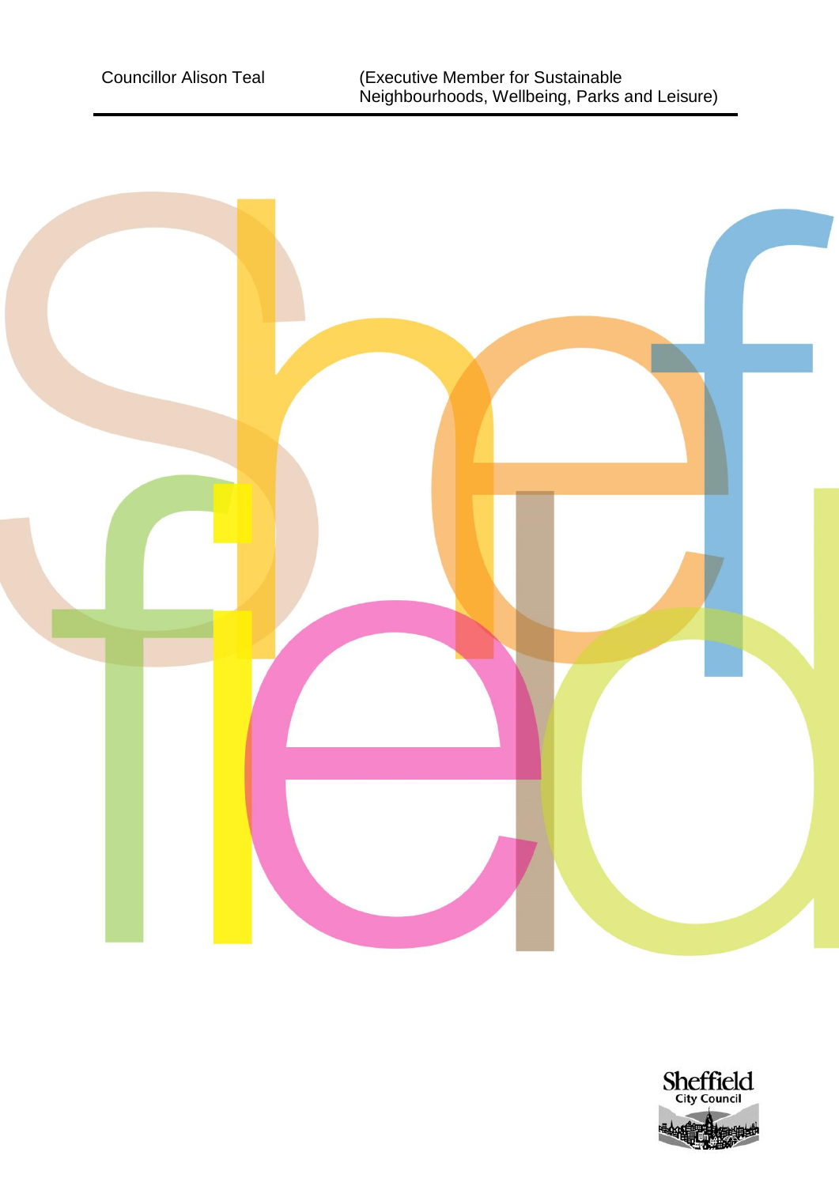Councillor Alison Teal (Executive Member for Sustainable Neighbourhoods, Wellbeing, Parks and Leisure)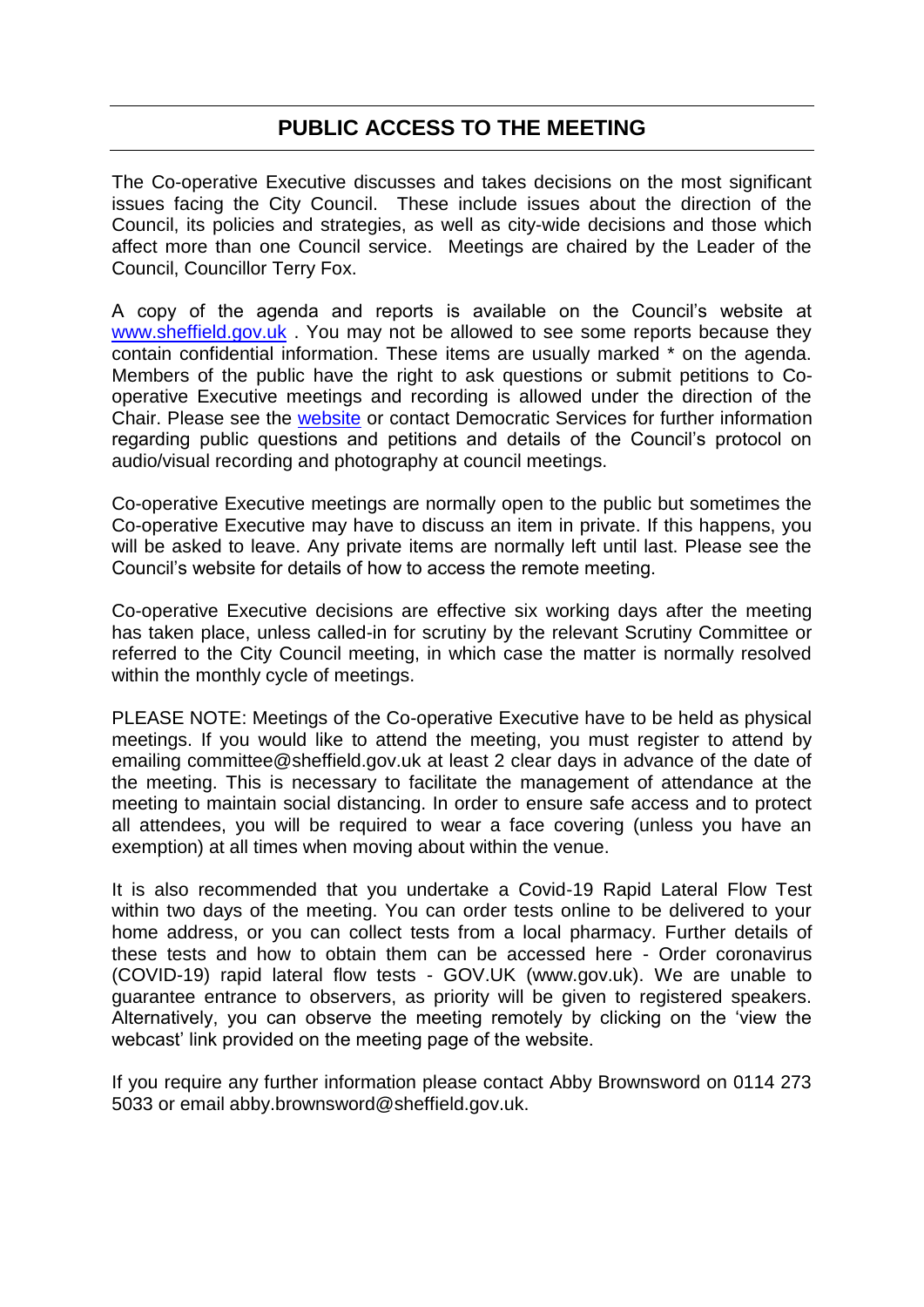## PUBLIC ACCESS TO THE MEETING

The Co-operative Executive discusses and takes decisions on the most significant issues facing the City Council. These include issues about the direction of the Council, its policies and strategies, as well as city-wide decisions and those which affect more than one Council service. Meetings are chaired by the Leader of the Council, Councillor Terry Fox.

A copy of the agenda and reports is available on the Council's website at [www.sheffield.gov.uk](http://www.sheffield.gov.uk) . You may not be allowed to see some reports because they contain confidential information. These items are usually marked * on the agenda. Members of the public have the right to ask questions or submit petitions to Co-operative Executive meetings and recording is allowed under the direction of the Chair. Please see the website or contact Democratic Services for further information regarding public questions and petitions and details of the Council's protocol on audio/visual recording and photography at council meetings.

Co-operative Executive meetings are normally open to the public but sometimes the Co-operative Executive may have to discuss an item in private. If this happens, you will be asked to leave. Any private items are normally left until last. Please see the Council's website for details of how to access the remote meeting.

Co-operative Executive decisions are effective six working days after the meeting has taken place, unless called-in for scrutiny by the relevant Scrutiny Committee or referred to the City Council meeting, in which case the matter is normally resolved within the monthly cycle of meetings.

PLEASE NOTE: Meetings of the Co-operative Executive have to be held as physical meetings. If you would like to attend the meeting, you must register to attend by emailing committee@sheffield.gov.uk at least 2 clear days in advance of the date of the meeting. This is necessary to facilitate the management of attendance at the meeting to maintain social distancing. In order to ensure safe access and to protect all attendees, you will be required to wear a face covering (unless you have an exemption) at all times when moving about within the venue.

It is also recommended that you undertake a Covid-19 Rapid Lateral Flow Test within two days of the meeting. You can order tests online to be delivered to your home address, or you can collect tests from a local pharmacy. Further details of these tests and how to obtain them can be accessed here - Order coronavirus (COVID-19) rapid lateral flow tests - GOV.UK (www.gov.uk). We are unable to guarantee entrance to observers, as priority will be given to registered speakers. Alternatively, you can observe the meeting remotely by clicking on the 'view the webcast' link provided on the meeting page of the website.

If you require any further information please contact Abby Brownsword on 0114 273 5033 or email abby.brownsword@sheffield.gov.uk.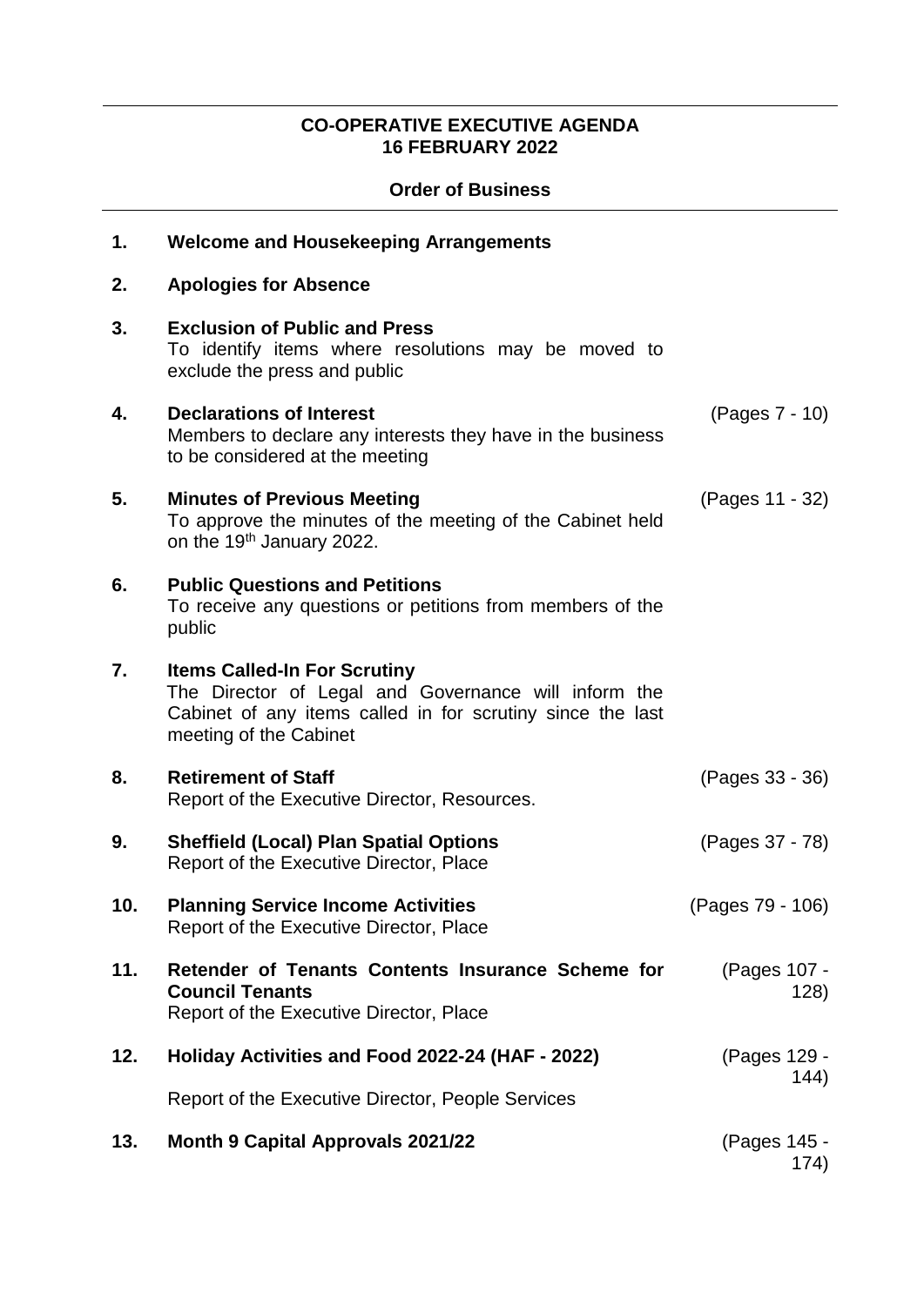**CO-OPERATIVE EXECUTIVE AGENDA**
**16 FEBRUARY 2022**

**Order of Business**

| | | |
|---|---|---|
| **1.** | **Welcome and Housekeeping Arrangements** | |
| **2.** | **Apologies for Absence** | |
| **3.** | **Exclusion of Public and Press**<br>To identify items where resolutions may be moved to exclude the press and public | |
| **4.** | **Declarations of Interest**<br>Members to declare any interests they have in the business to be considered at the meeting | (Pages 7 - 10) |
| **5.** | **Minutes of Previous Meeting**<br>To approve the minutes of the meeting of the Cabinet held on the 19th January 2022. | (Pages 11 - 32) |
| **6.** | **Public Questions and Petitions**<br>To receive any questions or petitions from members of the public | |
| **7.** | **Items Called-In For Scrutiny**<br>The Director of Legal and Governance will inform the Cabinet of any items called in for scrutiny since the last meeting of the Cabinet | |
| **8.** | **Retirement of Staff**<br>Report of the Executive Director, Resources. | (Pages 33 - 36) |
| **9.** | **Sheffield (Local) Plan Spatial Options**<br>Report of the Executive Director, Place | (Pages 37 - 78) |
| **10.** | **Planning Service Income Activities**<br>Report of the Executive Director, Place | (Pages 79 - 106) |
| **11.** | **Retender of Tenants Contents Insurance Scheme for Council Tenants**<br>Report of the Executive Director, Place | (Pages 107 - 128) |
| **12.** | **Holiday Activities and Food 2022-24 (HAF - 2022)**<br>Report of the Executive Director, People Services | (Pages 129 - 144) |
| **13.** | **Month 9 Capital Approvals 2021/22** | (Pages 145 - 174) |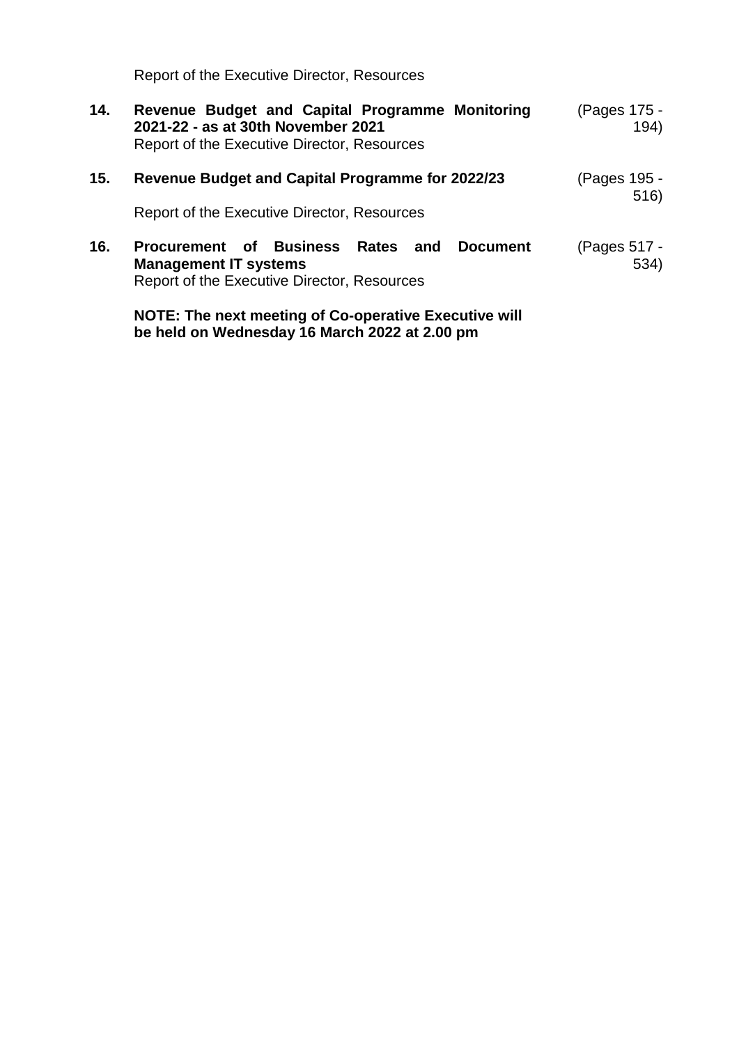Report of the Executive Director, Resources

**14. Revenue Budget and Capital Programme Monitoring 2021-22 - as at 30th November 2021** (Pages 175 - 194)

Report of the Executive Director, Resources

**15. Revenue Budget and Capital Programme for 2022/23** (Pages 195 - 516)

Report of the Executive Director, Resources

**16. Procurement of Business Rates and Document Management IT systems** (Pages 517 - 534)

Report of the Executive Director, Resources

**NOTE: The next meeting of Co-operative Executive will be held on Wednesday 16 March 2022 at 2.00 pm**